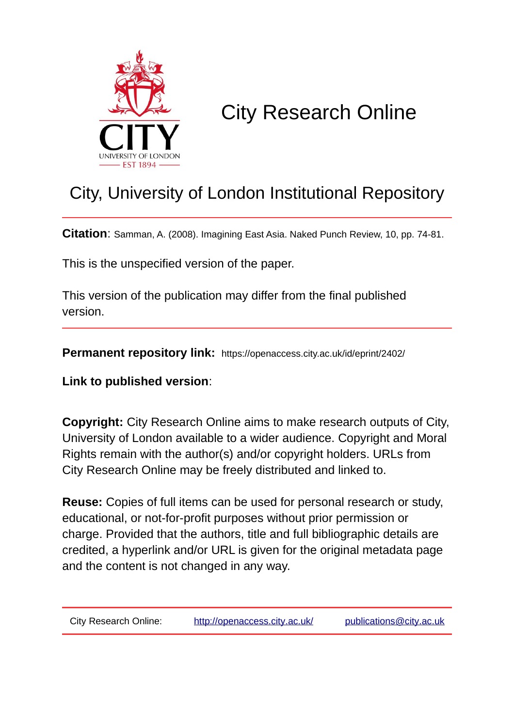# City Research Online

## City, University of London Institutional Repository

**Citation**: Samman, A. (2008). Imagining East Asia. Naked Punch Review, 10, pp. 74-81.

This is the unspecified version of the paper.

This version of the publication may differ from the final published version.

**Permanent repository link:** https://openaccess.city.ac.uk/id/eprint/2402/

**Link to published version**:

**Copyright:** City Research Online aims to make research outputs of City, University of London available to a wider audience. Copyright and Moral Rights remain with the author(s) and/or copyright holders. URLs from City Research Online may be freely distributed and linked to.

**Reuse:** Copies of full items can be used for personal research or study, educational, or not-for-profit purposes without prior permission or charge. Provided that the authors, title and full bibliographic details are credited, a hyperlink and/or URL is given for the original metadata page and the content is not changed in any way.

City Research Online: http://openaccess.city.ac.uk/ publications@city.ac.uk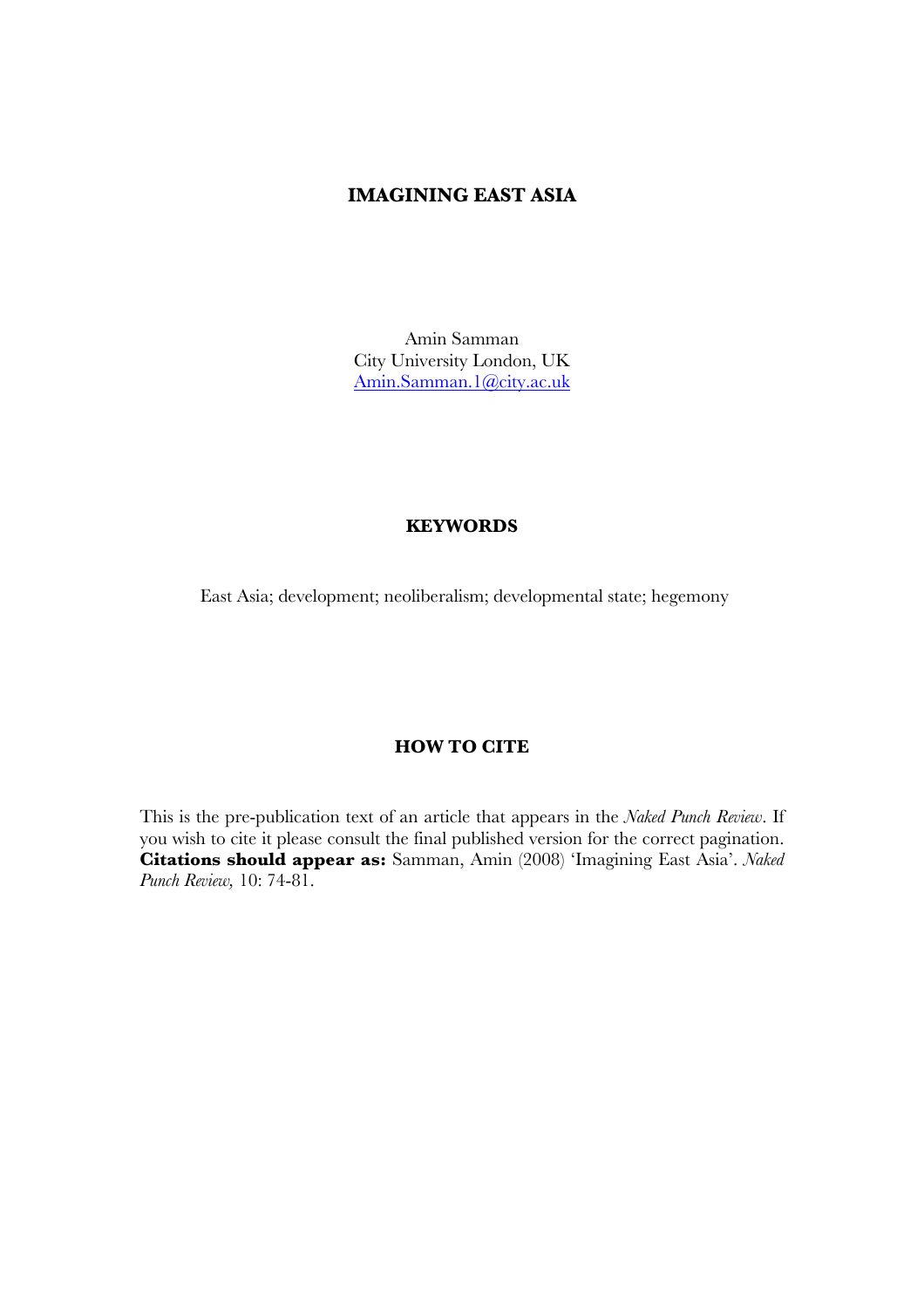# IMAGINING EAST ASIA

Amin Samman
City University London, UK
Amin.Samman.1@city.ac.uk

## KEYWORDS

East Asia; development; neoliberalism; developmental state; hegemony

## HOW TO CITE

This is the pre-publication text of an article that appears in the *Naked Punch Review*. If you wish to cite it please consult the final published version for the correct pagination. **Citations should appear as:** Samman, Amin (2008) 'Imagining East Asia'. *Naked Punch Review,* 10: 74-81.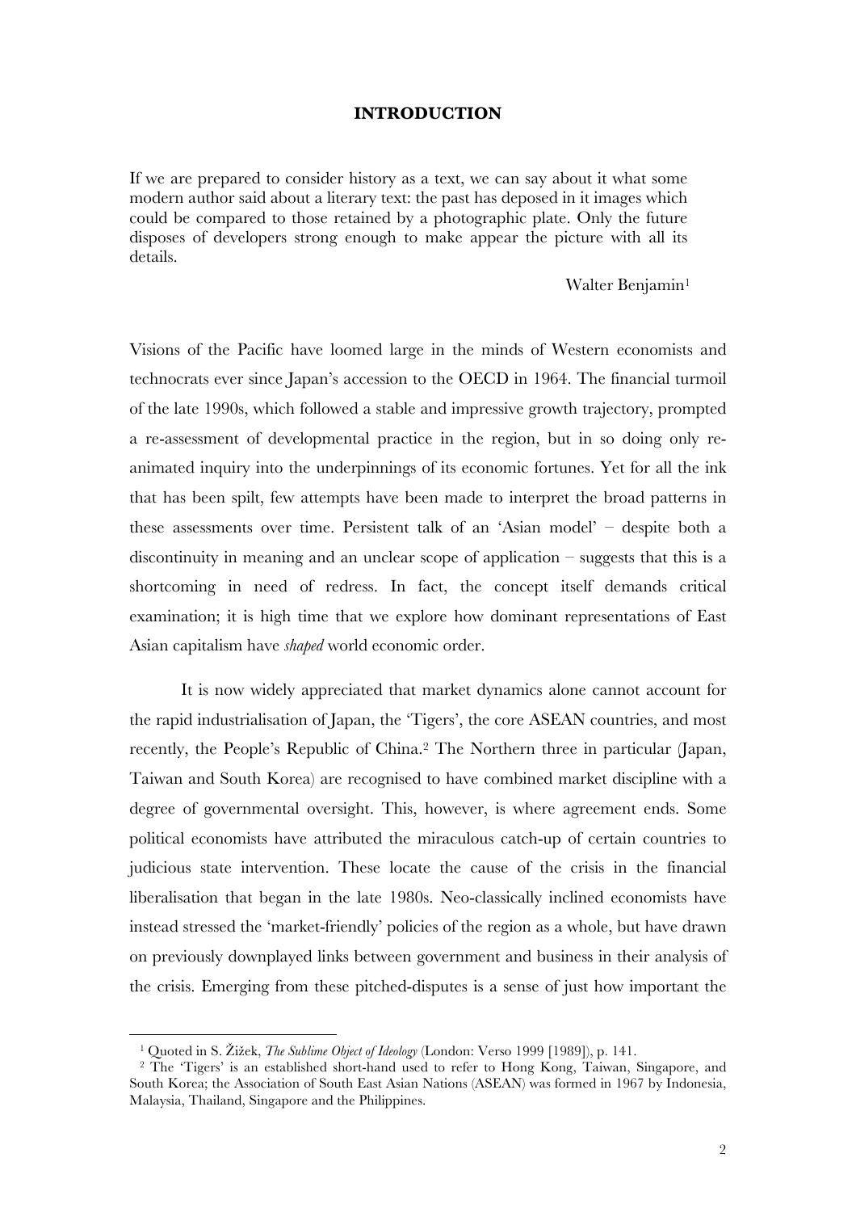# INTRODUCTION

If we are prepared to consider history as a text, we can say about it what some modern author said about a literary text: the past has deposed in it images which could be compared to those retained by a photographic plate. Only the future disposes of developers strong enough to make appear the picture with all its details.

Walter Benjamin[1]

Visions of the Pacific have loomed large in the minds of Western economists and technocrats ever since Japan's accession to the OECD in 1964. The financial turmoil of the late 1990s, which followed a stable and impressive growth trajectory, prompted a re-assessment of developmental practice in the region, but in so doing only re-animated inquiry into the underpinnings of its economic fortunes. Yet for all the ink that has been spilt, few attempts have been made to interpret the broad patterns in these assessments over time. Persistent talk of an 'Asian model' – despite both a discontinuity in meaning and an unclear scope of application – suggests that this is a shortcoming in need of redress. In fact, the concept itself demands critical examination; it is high time that we explore how dominant representations of East Asian capitalism have *shaped* world economic order.

It is now widely appreciated that market dynamics alone cannot account for the rapid industrialisation of Japan, the 'Tigers', the core ASEAN countries, and most recently, the People's Republic of China.[2] The Northern three in particular (Japan, Taiwan and South Korea) are recognised to have combined market discipline with a degree of governmental oversight. This, however, is where agreement ends. Some political economists have attributed the miraculous catch-up of certain countries to judicious state intervention. These locate the cause of the crisis in the financial liberalisation that began in the late 1980s. Neo-classically inclined economists have instead stressed the 'market-friendly' policies of the region as a whole, but have drawn on previously downplayed links between government and business in their analysis of the crisis. Emerging from these pitched-disputes is a sense of just how important the

[1] Quoted in S. Žižek, *The Sublime Object of Ideology* (London: Verso 1999 [1989]), p. 141.

[2] The 'Tigers' is an established short-hand used to refer to Hong Kong, Taiwan, Singapore, and South Korea; the Association of South East Asian Nations (ASEAN) was formed in 1967 by Indonesia, Malaysia, Thailand, Singapore and the Philippines.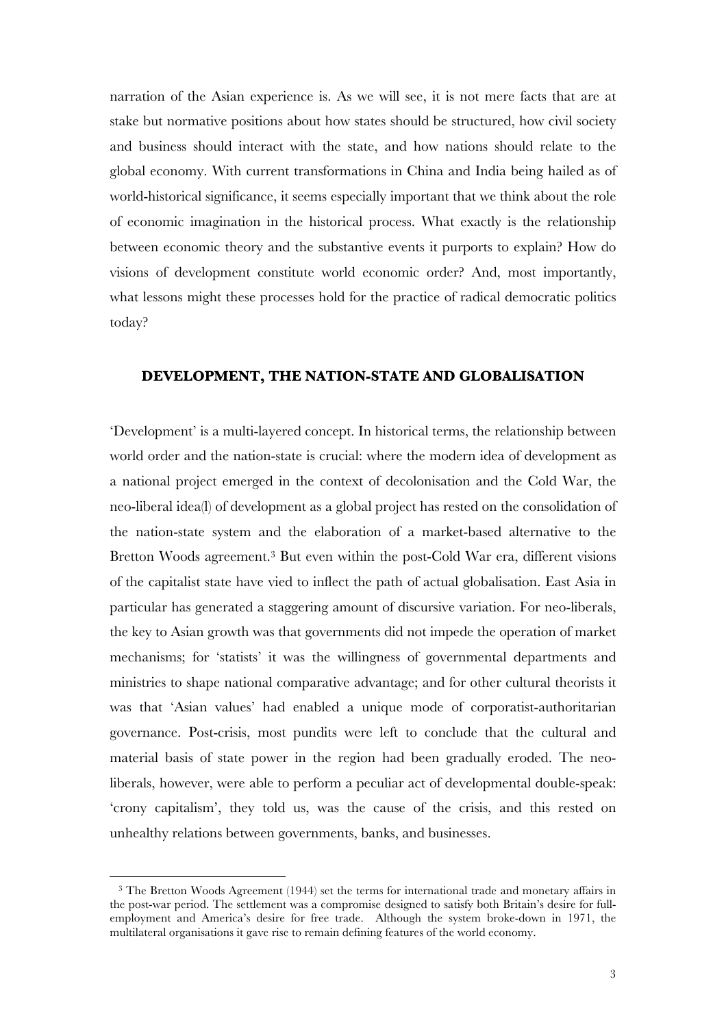narration of the Asian experience is. As we will see, it is not mere facts that are at stake but normative positions about how states should be structured, how civil society and business should interact with the state, and how nations should relate to the global economy. With current transformations in China and India being hailed as of world-historical significance, it seems especially important that we think about the role of economic imagination in the historical process. What exactly is the relationship between economic theory and the substantive events it purports to explain? How do visions of development constitute world economic order? And, most importantly, what lessons might these processes hold for the practice of radical democratic politics today?

## DEVELOPMENT, THE NATION-STATE AND GLOBALISATION

'Development' is a multi-layered concept. In historical terms, the relationship between world order and the nation-state is crucial: where the modern idea of development as a national project emerged in the context of decolonisation and the Cold War, the neo-liberal idea(l) of development as a global project has rested on the consolidation of the nation-state system and the elaboration of a market-based alternative to the Bretton Woods agreement.[3] But even within the post-Cold War era, different visions of the capitalist state have vied to inflect the path of actual globalisation. East Asia in particular has generated a staggering amount of discursive variation. For neo-liberals, the key to Asian growth was that governments did not impede the operation of market mechanisms; for 'statists' it was the willingness of governmental departments and ministries to shape national comparative advantage; and for other cultural theorists it was that 'Asian values' had enabled a unique mode of corporatist-authoritarian governance. Post-crisis, most pundits were left to conclude that the cultural and material basis of state power in the region had been gradually eroded. The neo-liberals, however, were able to perform a peculiar act of developmental double-speak: 'crony capitalism', they told us, was the cause of the crisis, and this rested on unhealthy relations between governments, banks, and businesses.

[3] The Bretton Woods Agreement (1944) set the terms for international trade and monetary affairs in the post-war period. The settlement was a compromise designed to satisfy both Britain's desire for full-employment and America's desire for free trade. Although the system broke-down in 1971, the multilateral organisations it gave rise to remain defining features of the world economy.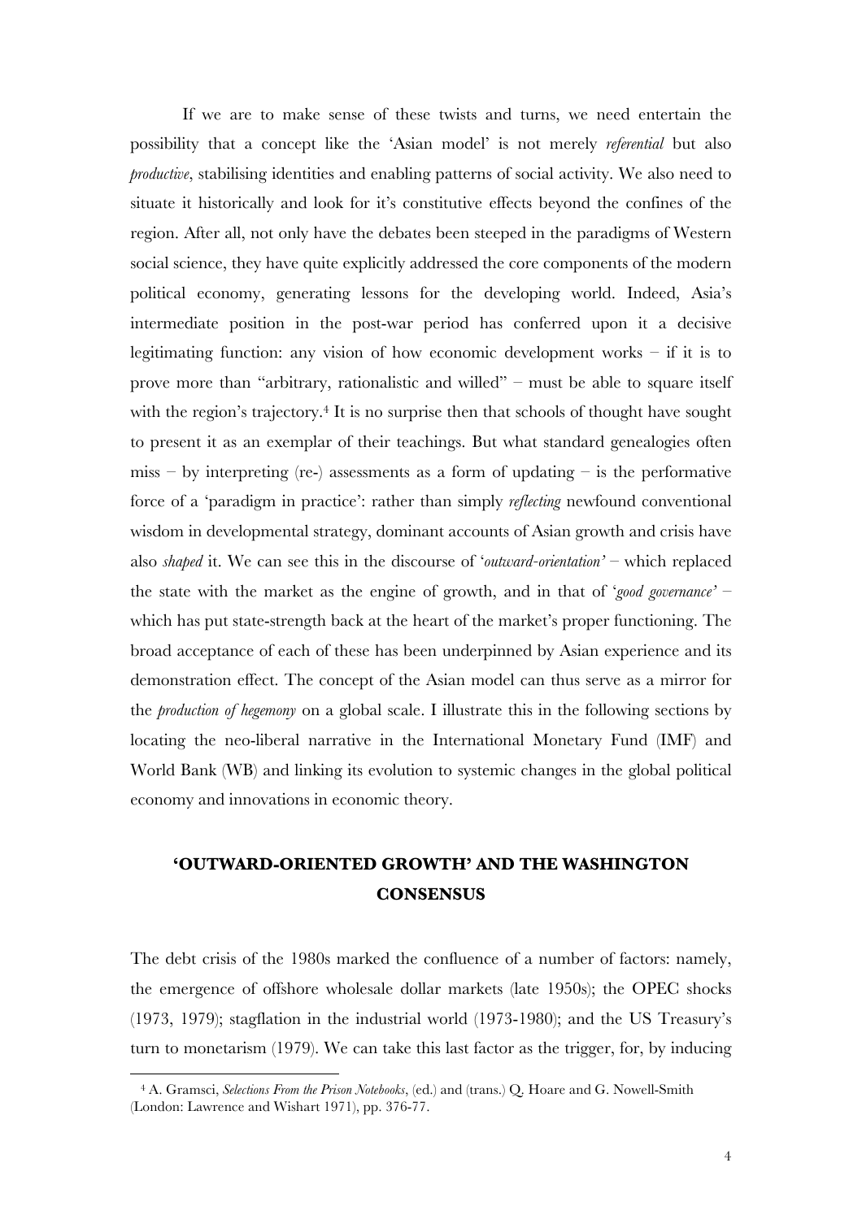If we are to make sense of these twists and turns, we need entertain the possibility that a concept like the 'Asian model' is not merely *referential* but also *productive*, stabilising identities and enabling patterns of social activity. We also need to situate it historically and look for it's constitutive effects beyond the confines of the region. After all, not only have the debates been steeped in the paradigms of Western social science, they have quite explicitly addressed the core components of the modern political economy, generating lessons for the developing world. Indeed, Asia's intermediate position in the post-war period has conferred upon it a decisive legitimating function: any vision of how economic development works – if it is to prove more than "arbitrary, rationalistic and willed" – must be able to square itself with the region's trajectory.[4] It is no surprise then that schools of thought have sought to present it as an exemplar of their teachings. But what standard genealogies often miss – by interpreting (re-) assessments as a form of updating – is the performative force of a 'paradigm in practice': rather than simply *reflecting* newfound conventional wisdom in developmental strategy, dominant accounts of Asian growth and crisis have also *shaped* it. We can see this in the discourse of '*outward-orientation'* – which replaced the state with the market as the engine of growth, and in that of '*good governance'* – which has put state-strength back at the heart of the market's proper functioning. The broad acceptance of each of these has been underpinned by Asian experience and its demonstration effect. The concept of the Asian model can thus serve as a mirror for the *production of hegemony* on a global scale. I illustrate this in the following sections by locating the neo-liberal narrative in the International Monetary Fund (IMF) and World Bank (WB) and linking its evolution to systemic changes in the global political economy and innovations in economic theory.

## 'OUTWARD-ORIENTED GROWTH' AND THE WASHINGTON CONSENSUS

The debt crisis of the 1980s marked the confluence of a number of factors: namely, the emergence of offshore wholesale dollar markets (late 1950s); the OPEC shocks (1973, 1979); stagflation in the industrial world (1973-1980); and the US Treasury's turn to monetarism (1979). We can take this last factor as the trigger, for, by inducing

[4] A. Gramsci, *Selections From the Prison Notebooks*, (ed.) and (trans.) Q. Hoare and G. Nowell-Smith (London: Lawrence and Wishart 1971), pp. 376-77.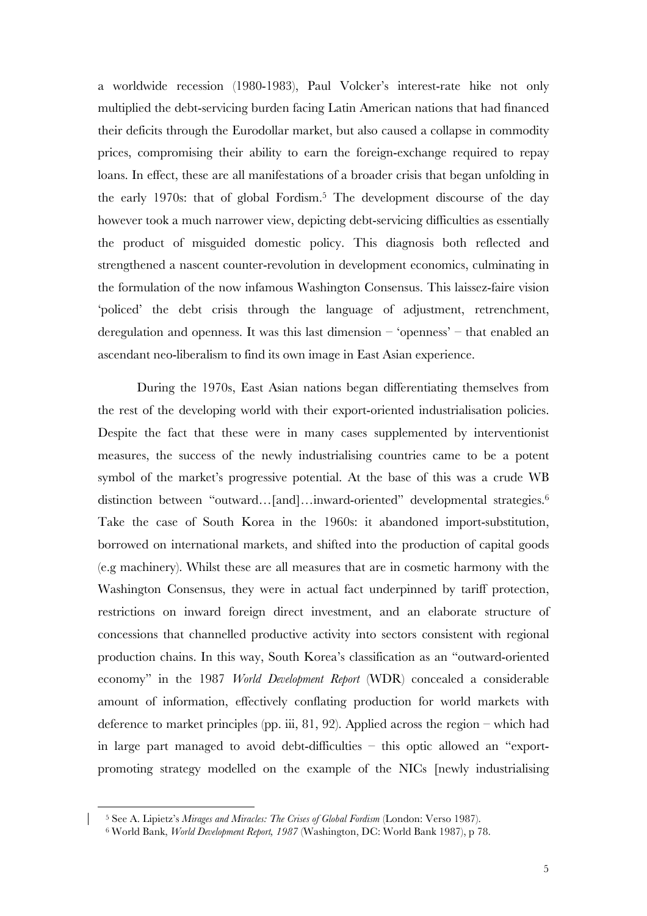a worldwide recession (1980-1983), Paul Volcker's interest-rate hike not only multiplied the debt-servicing burden facing Latin American nations that had financed their deficits through the Eurodollar market, but also caused a collapse in commodity prices, compromising their ability to earn the foreign-exchange required to repay loans. In effect, these are all manifestations of a broader crisis that began unfolding in the early 1970s: that of global Fordism.[5] The development discourse of the day however took a much narrower view, depicting debt-servicing difficulties as essentially the product of misguided domestic policy. This diagnosis both reflected and strengthened a nascent counter-revolution in development economics, culminating in the formulation of the now infamous Washington Consensus. This laissez-faire vision 'policed' the debt crisis through the language of adjustment, retrenchment, deregulation and openness. It was this last dimension – 'openness' – that enabled an ascendant neo-liberalism to find its own image in East Asian experience.

During the 1970s, East Asian nations began differentiating themselves from the rest of the developing world with their export-oriented industrialisation policies. Despite the fact that these were in many cases supplemented by interventionist measures, the success of the newly industrialising countries came to be a potent symbol of the market's progressive potential. At the base of this was a crude WB distinction between "outward…[and]…inward-oriented" developmental strategies.[6] Take the case of South Korea in the 1960s: it abandoned import-substitution, borrowed on international markets, and shifted into the production of capital goods (e.g machinery). Whilst these are all measures that are in cosmetic harmony with the Washington Consensus, they were in actual fact underpinned by tariff protection, restrictions on inward foreign direct investment, and an elaborate structure of concessions that channelled productive activity into sectors consistent with regional production chains. In this way, South Korea's classification as an "outward-oriented economy" in the 1987 *World Development Report* (WDR) concealed a considerable amount of information, effectively conflating production for world markets with deference to market principles (pp. iii, 81, 92). Applied across the region – which had in large part managed to avoid debt-difficulties – this optic allowed an "export-promoting strategy modelled on the example of the NICs [newly industrialising

[5] See A. Lipietz's *Mirages and Miracles: The Crises of Global Fordism* (London: Verso 1987).

[6] World Bank, *World Development Report, 1987* (Washington, DC: World Bank 1987), p 78.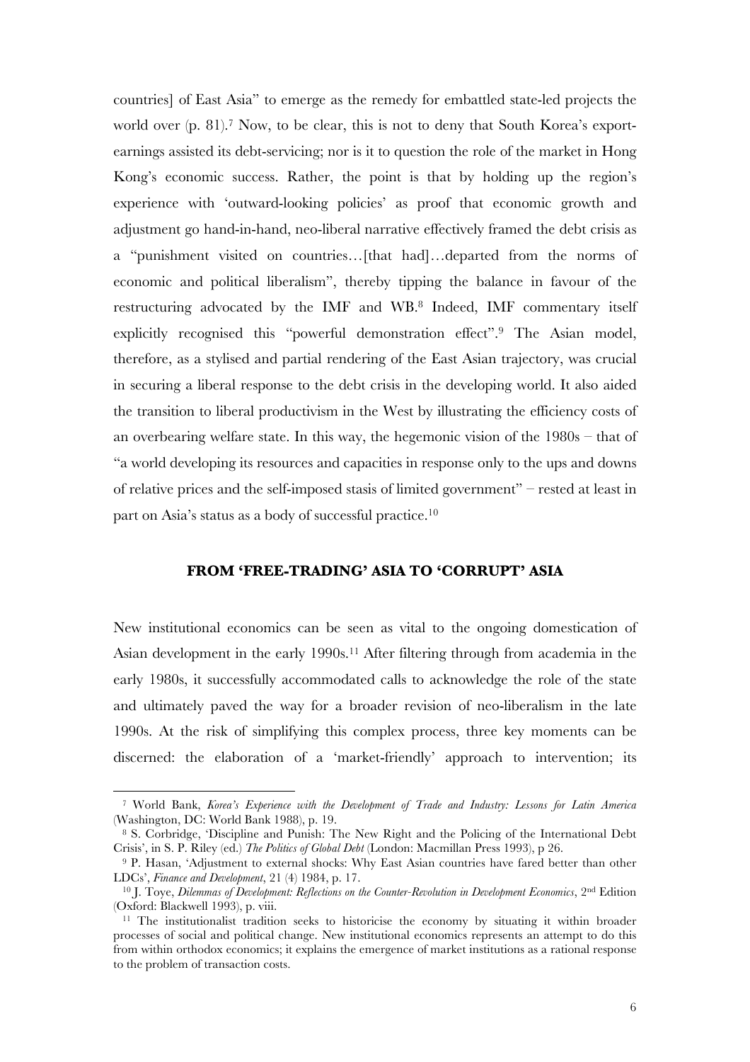countries] of East Asia" to emerge as the remedy for embattled state-led projects the world over (p. 81).[7] Now, to be clear, this is not to deny that South Korea's export-earnings assisted its debt-servicing; nor is it to question the role of the market in Hong Kong's economic success. Rather, the point is that by holding up the region's experience with 'outward-looking policies' as proof that economic growth and adjustment go hand-in-hand, neo-liberal narrative effectively framed the debt crisis as a "punishment visited on countries…[that had]…departed from the norms of economic and political liberalism", thereby tipping the balance in favour of the restructuring advocated by the IMF and WB.[8] Indeed, IMF commentary itself explicitly recognised this "powerful demonstration effect".[9] The Asian model, therefore, as a stylised and partial rendering of the East Asian trajectory, was crucial in securing a liberal response to the debt crisis in the developing world. It also aided the transition to liberal productivism in the West by illustrating the efficiency costs of an overbearing welfare state. In this way, the hegemonic vision of the 1980s – that of "a world developing its resources and capacities in response only to the ups and downs of relative prices and the self-imposed stasis of limited government" – rested at least in part on Asia's status as a body of successful practice.[10]

## FROM 'FREE-TRADING' ASIA TO 'CORRUPT' ASIA

New institutional economics can be seen as vital to the ongoing domestication of Asian development in the early 1990s.[11] After filtering through from academia in the early 1980s, it successfully accommodated calls to acknowledge the role of the state and ultimately paved the way for a broader revision of neo-liberalism in the late 1990s. At the risk of simplifying this complex process, three key moments can be discerned: the elaboration of a 'market-friendly' approach to intervention; its

---

[7] World Bank, *Korea's Experience with the Development of Trade and Industry: Lessons for Latin America* (Washington, DC: World Bank 1988), p. 19.

[8] S. Corbridge, 'Discipline and Punish: The New Right and the Policing of the International Debt Crisis', in S. P. Riley (ed.) *The Politics of Global Debt* (London: Macmillan Press 1993), p 26.

[9] P. Hasan, 'Adjustment to external shocks: Why East Asian countries have fared better than other LDCs', *Finance and Development*, 21 (4) 1984, p. 17.

[10] J. Toye, *Dilemmas of Development: Reflections on the Counter-Revolution in Development Economics*, 2nd Edition (Oxford: Blackwell 1993), p. viii.

[11] The institutionalist tradition seeks to historicise the economy by situating it within broader processes of social and political change. New institutional economics represents an attempt to do this from within orthodox economics; it explains the emergence of market institutions as a rational response to the problem of transaction costs.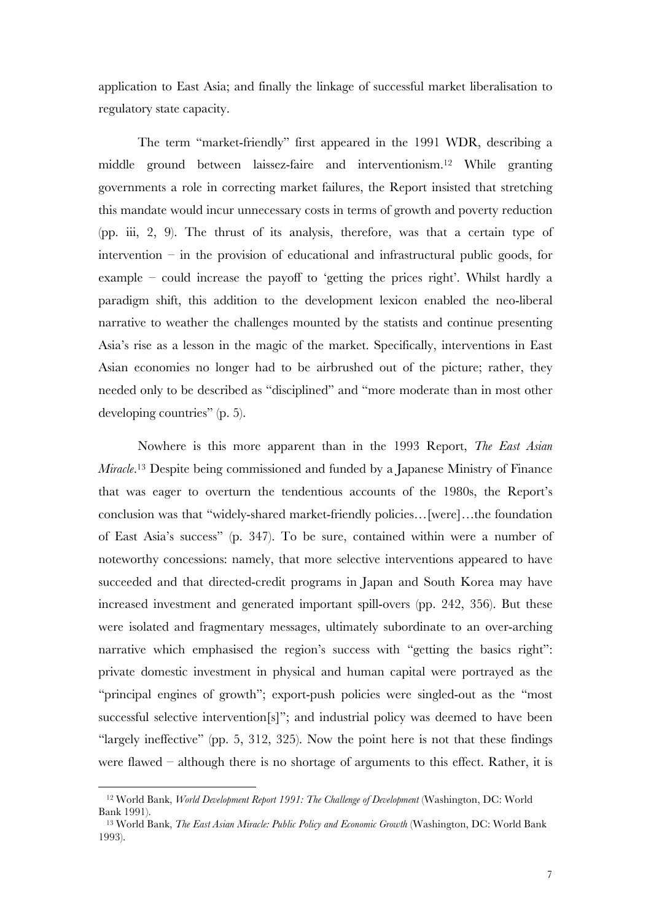application to East Asia; and finally the linkage of successful market liberalisation to regulatory state capacity.

The term "market-friendly" first appeared in the 1991 WDR, describing a middle ground between laissez-faire and interventionism.[12] While granting governments a role in correcting market failures, the Report insisted that stretching this mandate would incur unnecessary costs in terms of growth and poverty reduction (pp. iii, 2, 9). The thrust of its analysis, therefore, was that a certain type of intervention – in the provision of educational and infrastructural public goods, for example – could increase the payoff to 'getting the prices right'. Whilst hardly a paradigm shift, this addition to the development lexicon enabled the neo-liberal narrative to weather the challenges mounted by the statists and continue presenting Asia's rise as a lesson in the magic of the market. Specifically, interventions in East Asian economies no longer had to be airbrushed out of the picture; rather, they needed only to be described as "disciplined" and "more moderate than in most other developing countries" (p. 5).

Nowhere is this more apparent than in the 1993 Report, *The East Asian Miracle*.[13] Despite being commissioned and funded by a Japanese Ministry of Finance that was eager to overturn the tendentious accounts of the 1980s, the Report's conclusion was that "widely-shared market-friendly policies…[were]…the foundation of East Asia's success" (p. 347). To be sure, contained within were a number of noteworthy concessions: namely, that more selective interventions appeared to have succeeded and that directed-credit programs in Japan and South Korea may have increased investment and generated important spill-overs (pp. 242, 356). But these were isolated and fragmentary messages, ultimately subordinate to an over-arching narrative which emphasised the region's success with "getting the basics right": private domestic investment in physical and human capital were portrayed as the "principal engines of growth"; export-push policies were singled-out as the "most successful selective intervention[s]"; and industrial policy was deemed to have been "largely ineffective" (pp. 5, 312, 325). Now the point here is not that these findings were flawed – although there is no shortage of arguments to this effect. Rather, it is

---

[12] World Bank, *World Development Report 1991: The Challenge of Development* (Washington, DC: World Bank 1991).

[13] World Bank, *The East Asian Miracle: Public Policy and Economic Growth* (Washington, DC: World Bank 1993).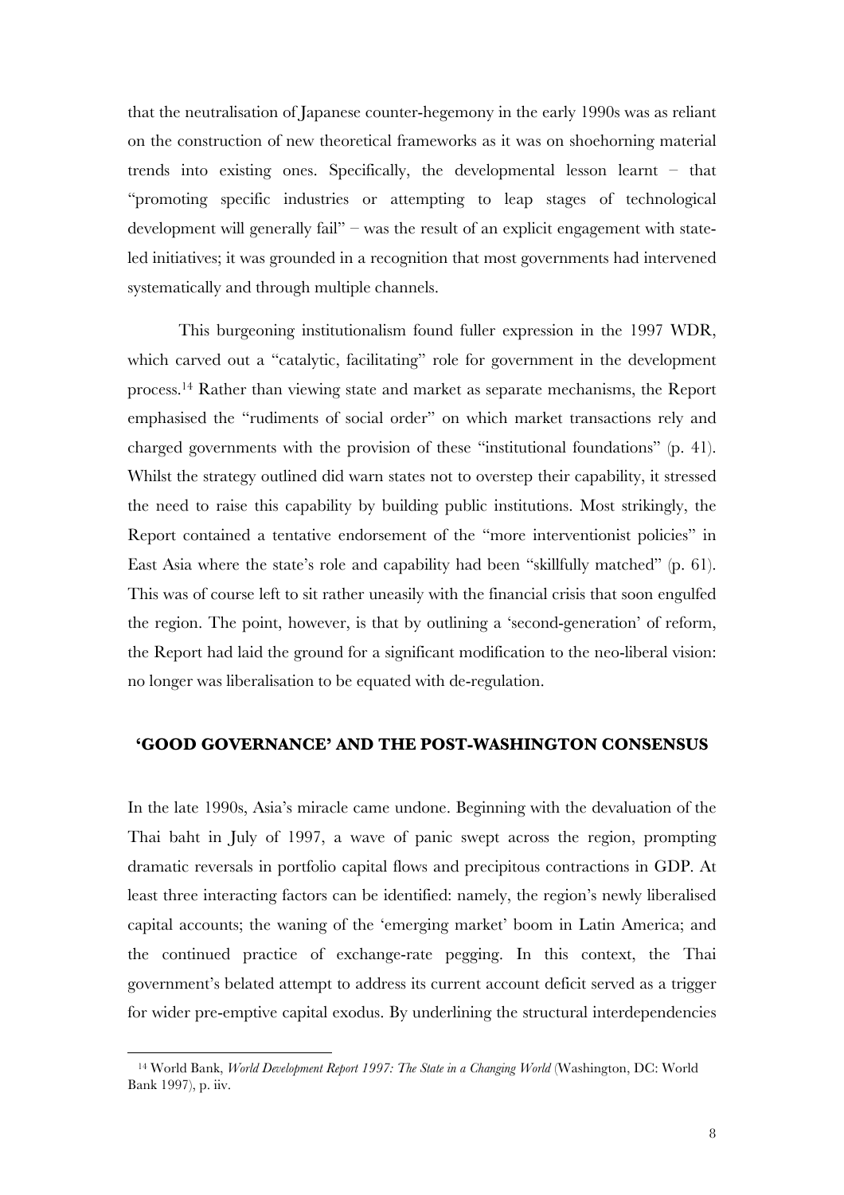that the neutralisation of Japanese counter-hegemony in the early 1990s was as reliant on the construction of new theoretical frameworks as it was on shoehorning material trends into existing ones. Specifically, the developmental lesson learnt – that "promoting specific industries or attempting to leap stages of technological development will generally fail" – was the result of an explicit engagement with state-led initiatives; it was grounded in a recognition that most governments had intervened systematically and through multiple channels.

This burgeoning institutionalism found fuller expression in the 1997 WDR, which carved out a "catalytic, facilitating" role for government in the development process.[14] Rather than viewing state and market as separate mechanisms, the Report emphasised the "rudiments of social order" on which market transactions rely and charged governments with the provision of these "institutional foundations" (p. 41). Whilst the strategy outlined did warn states not to overstep their capability, it stressed the need to raise this capability by building public institutions. Most strikingly, the Report contained a tentative endorsement of the "more interventionist policies" in East Asia where the state's role and capability had been "skillfully matched" (p. 61). This was of course left to sit rather uneasily with the financial crisis that soon engulfed the region. The point, however, is that by outlining a 'second-generation' of reform, the Report had laid the ground for a significant modification to the neo-liberal vision: no longer was liberalisation to be equated with de-regulation.

## 'GOOD GOVERNANCE' AND THE POST-WASHINGTON CONSENSUS

In the late 1990s, Asia's miracle came undone. Beginning with the devaluation of the Thai baht in July of 1997, a wave of panic swept across the region, prompting dramatic reversals in portfolio capital flows and precipitous contractions in GDP. At least three interacting factors can be identified: namely, the region's newly liberalised capital accounts; the waning of the 'emerging market' boom in Latin America; and the continued practice of exchange-rate pegging. In this context, the Thai government's belated attempt to address its current account deficit served as a trigger for wider pre-emptive capital exodus. By underlining the structural interdependencies

[14] World Bank, *World Development Report 1997: The State in a Changing World* (Washington, DC: World Bank 1997), p. iiv.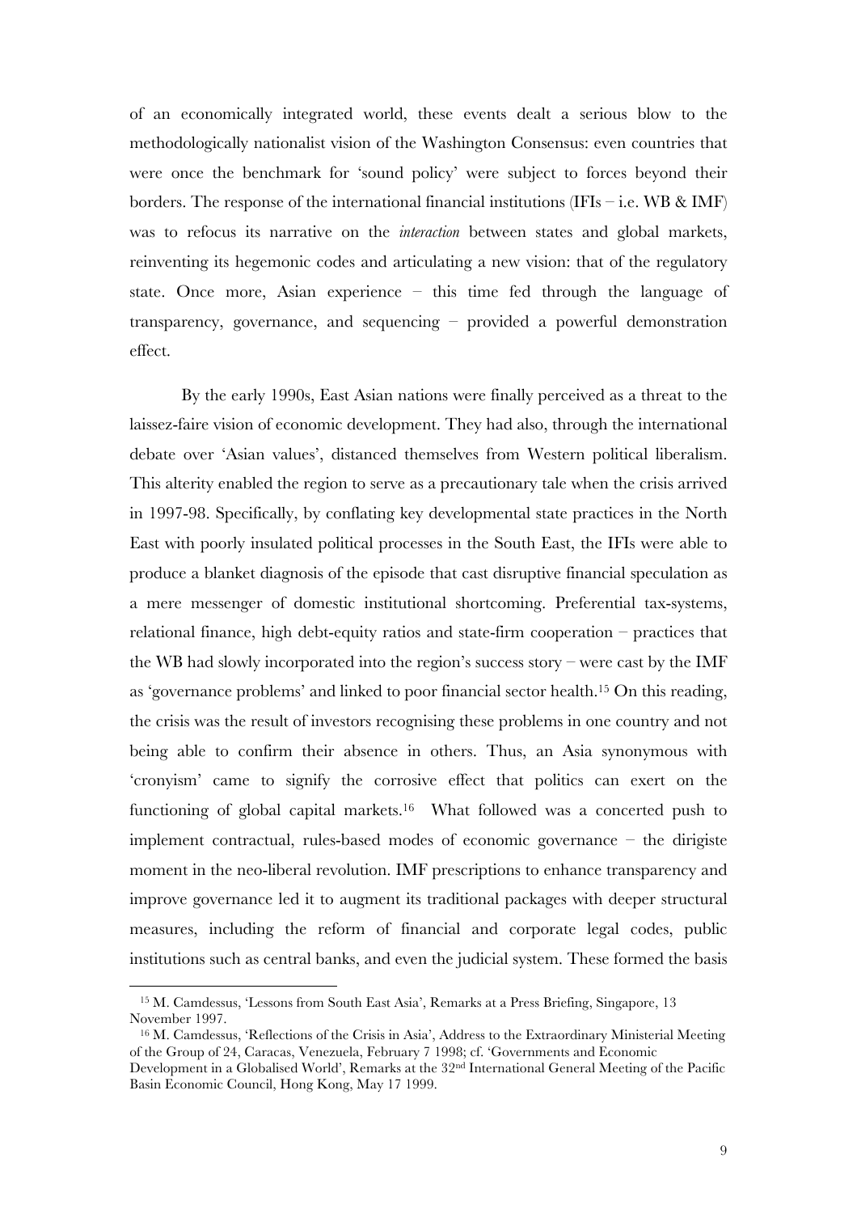of an economically integrated world, these events dealt a serious blow to the methodologically nationalist vision of the Washington Consensus: even countries that were once the benchmark for 'sound policy' were subject to forces beyond their borders. The response of the international financial institutions (IFIs – i.e. WB & IMF) was to refocus its narrative on the *interaction* between states and global markets, reinventing its hegemonic codes and articulating a new vision: that of the regulatory state. Once more, Asian experience – this time fed through the language of transparency, governance, and sequencing – provided a powerful demonstration effect.

By the early 1990s, East Asian nations were finally perceived as a threat to the laissez-faire vision of economic development. They had also, through the international debate over 'Asian values', distanced themselves from Western political liberalism. This alterity enabled the region to serve as a precautionary tale when the crisis arrived in 1997-98. Specifically, by conflating key developmental state practices in the North East with poorly insulated political processes in the South East, the IFIs were able to produce a blanket diagnosis of the episode that cast disruptive financial speculation as a mere messenger of domestic institutional shortcoming. Preferential tax-systems, relational finance, high debt-equity ratios and state-firm cooperation – practices that the WB had slowly incorporated into the region's success story – were cast by the IMF as 'governance problems' and linked to poor financial sector health.[15] On this reading, the crisis was the result of investors recognising these problems in one country and not being able to confirm their absence in others. Thus, an Asia synonymous with 'cronyism' came to signify the corrosive effect that politics can exert on the functioning of global capital markets.[16] What followed was a concerted push to implement contractual, rules-based modes of economic governance – the dirigiste moment in the neo-liberal revolution. IMF prescriptions to enhance transparency and improve governance led it to augment its traditional packages with deeper structural measures, including the reform of financial and corporate legal codes, public institutions such as central banks, and even the judicial system. These formed the basis

[15] M. Camdessus, 'Lessons from South East Asia', Remarks at a Press Briefing, Singapore, 13 November 1997.

[16] M. Camdessus, 'Reflections of the Crisis in Asia', Address to the Extraordinary Ministerial Meeting of the Group of 24, Caracas, Venezuela, February 7 1998; cf. 'Governments and Economic Development in a Globalised World', Remarks at the 32nd International General Meeting of the Pacific Basin Economic Council, Hong Kong, May 17 1999.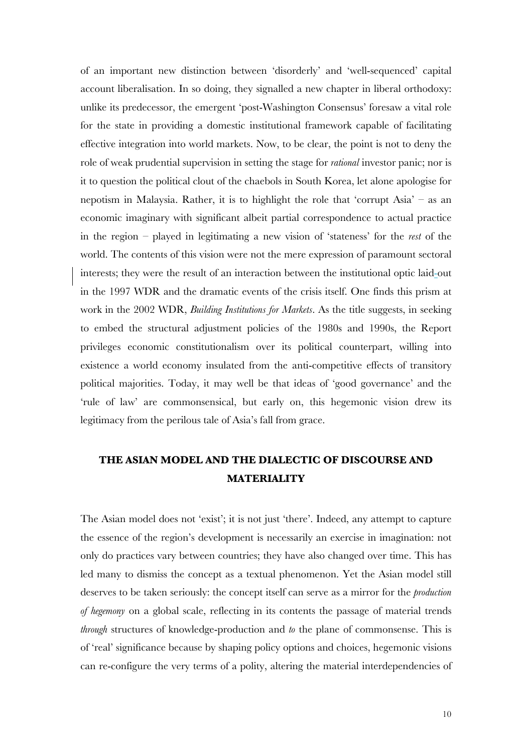of an important new distinction between 'disorderly' and 'well-sequenced' capital account liberalisation. In so doing, they signalled a new chapter in liberal orthodoxy: unlike its predecessor, the emergent 'post-Washington Consensus' foresaw a vital role for the state in providing a domestic institutional framework capable of facilitating effective integration into world markets. Now, to be clear, the point is not to deny the role of weak prudential supervision in setting the stage for *rational* investor panic; nor is it to question the political clout of the chaebols in South Korea, let alone apologise for nepotism in Malaysia. Rather, it is to highlight the role that 'corrupt Asia' – as an economic imaginary with significant albeit partial correspondence to actual practice in the region – played in legitimating a new vision of 'stateness' for the *rest* of the world. The contents of this vision were not the mere expression of paramount sectoral interests; they were the result of an interaction between the institutional optic laid-out in the 1997 WDR and the dramatic events of the crisis itself. One finds this prism at work in the 2002 WDR, *Building Institutions for Markets*. As the title suggests, in seeking to embed the structural adjustment policies of the 1980s and 1990s, the Report privileges economic constitutionalism over its political counterpart, willing into existence a world economy insulated from the anti-competitive effects of transitory political majorities. Today, it may well be that ideas of 'good governance' and the 'rule of law' are commonsensical, but early on, this hegemonic vision drew its legitimacy from the perilous tale of Asia's fall from grace.

## THE ASIAN MODEL AND THE DIALECTIC OF DISCOURSE AND MATERIALITY

The Asian model does not 'exist'; it is not just 'there'. Indeed, any attempt to capture the essence of the region's development is necessarily an exercise in imagination: not only do practices vary between countries; they have also changed over time. This has led many to dismiss the concept as a textual phenomenon. Yet the Asian model still deserves to be taken seriously: the concept itself can serve as a mirror for the *production of hegemony* on a global scale, reflecting in its contents the passage of material trends *through* structures of knowledge-production and *to* the plane of commonsense. This is of 'real' significance because by shaping policy options and choices, hegemonic visions can re-configure the very terms of a polity, altering the material interdependencies of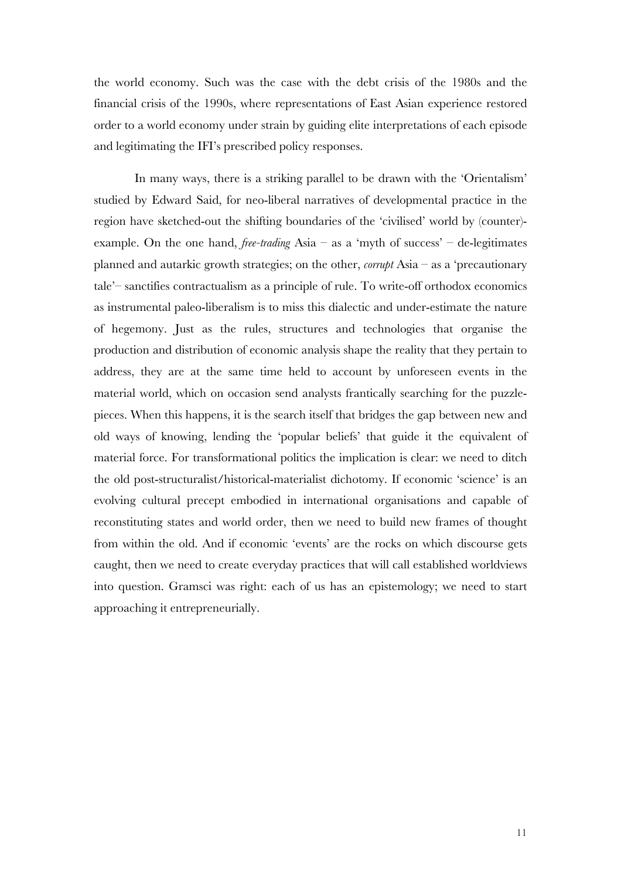the world economy. Such was the case with the debt crisis of the 1980s and the financial crisis of the 1990s, where representations of East Asian experience restored order to a world economy under strain by guiding elite interpretations of each episode and legitimating the IFI's prescribed policy responses.

In many ways, there is a striking parallel to be drawn with the 'Orientalism' studied by Edward Said, for neo-liberal narratives of developmental practice in the region have sketched-out the shifting boundaries of the 'civilised' world by (counter)-example. On the one hand, *free-trading* Asia – as a 'myth of success' – de-legitimates planned and autarkic growth strategies; on the other, *corrupt* Asia – as a 'precautionary tale'– sanctifies contractualism as a principle of rule. To write-off orthodox economics as instrumental paleo-liberalism is to miss this dialectic and under-estimate the nature of hegemony. Just as the rules, structures and technologies that organise the production and distribution of economic analysis shape the reality that they pertain to address, they are at the same time held to account by unforeseen events in the material world, which on occasion send analysts frantically searching for the puzzle-pieces. When this happens, it is the search itself that bridges the gap between new and old ways of knowing, lending the 'popular beliefs' that guide it the equivalent of material force. For transformational politics the implication is clear: we need to ditch the old post-structuralist/historical-materialist dichotomy. If economic 'science' is an evolving cultural precept embodied in international organisations and capable of reconstituting states and world order, then we need to build new frames of thought from within the old. And if economic 'events' are the rocks on which discourse gets caught, then we need to create everyday practices that will call established worldviews into question. Gramsci was right: each of us has an epistemology; we need to start approaching it entrepreneurially.